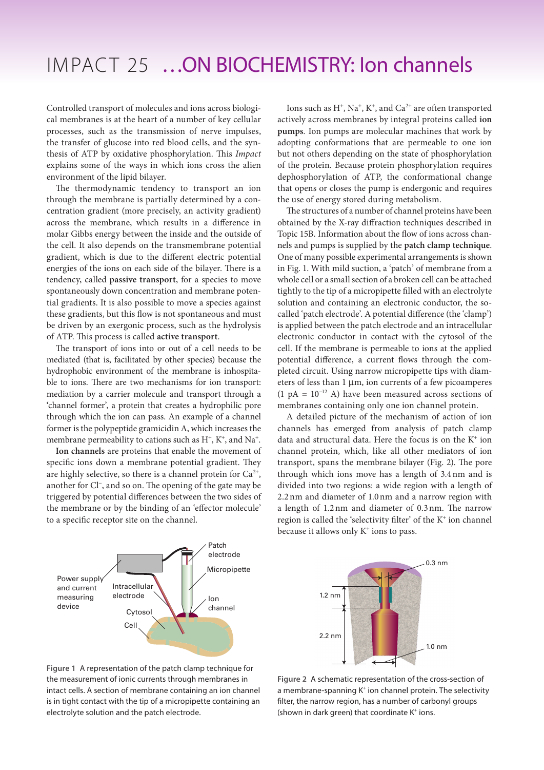# IMPACT 25 …ON BIOCHEMISTRY: Ion channels

Controlled transport of molecules and ions across biological membranes is at the heart of a number of key cellular processes, such as the transmission of nerve impulses, the transfer of glucose into red blood cells, and the synthesis of ATP by oxidative phosphorylation. This *Impact* explains some of the ways in which ions cross the alien environment of the lipid bilayer.

The thermodynamic tendency to transport an ion through the membrane is partially determined by a concentration gradient (more precisely, an activity gradient) across the membrane, which results in a difference in molar Gibbs energy between the inside and the outside of the cell. It also depends on the transmembrane potential gradient, which is due to the different electric potential energies of the ions on each side of the bilayer. There is a tendency, called **passive transport**, for a species to move spontaneously down concentration and membrane potential gradients. It is also possible to move a species against these gradients, but this flow is not spontaneous and must be driven by an exergonic process, such as the hydrolysis of ATP. This process is called **active transport**.

The transport of ions into or out of a cell needs to be mediated (that is, facilitated by other species) because the hydrophobic environment of the membrane is inhospitable to ions. There are two mechanisms for ion transport: mediation by a carrier molecule and transport through a 'channel former', a protein that creates a hydrophilic pore through which the ion can pass. An example of a channel former is the polypeptide gramicidin A, which increases the membrane permeability to cations such as $H^+$, $K^+$, and $Na^+$.

**Ion channels** are proteins that enable the movement of specific ions down a membrane potential gradient. They are highly selective, so there is a channel protein for $Ca^{2+}$, another for $Cl^-$, and so on. The opening of the gate may be triggered by potential differences between the two sides of the membrane or by the binding of an 'effector molecule' to a specific receptor site on the channel.

Ions such as $H^+$, $Na^+$, $K^+$, and $Ca^{2+}$ are often transported actively across membranes by integral proteins called **ion pumps**. Ion pumps are molecular machines that work by adopting conformations that are permeable to one ion but not others depending on the state of phosphorylation of the protein. Because protein phosphorylation requires dephosphorylation of ATP, the conformational change that opens or closes the pump is endergonic and requires the use of energy stored during metabolism.

The structures of a number of channel proteins have been obtained by the X-ray diffraction techniques described in Topic 15B. Information about the flow of ions across channels and pumps is supplied by the **patch clamp technique**. One of many possible experimental arrangements is shown in Fig. 1. With mild suction, a 'patch' of membrane from a whole cell or a small section of a broken cell can be attached tightly to the tip of a micropipette filled with an electrolyte solution and containing an electronic conductor, the so-called 'patch electrode'. A potential difference (the 'clamp') is applied between the patch electrode and an intracellular electronic conductor in contact with the cytosol of the cell. If the membrane is permeable to ions at the applied potential difference, a current flows through the completed circuit. Using narrow micropipette tips with diameters of less than 1 μm, ion currents of a few picoamperes ($1\ \text{pA} = 10^{-12}\ \text{A}$) have been measured across sections of membranes containing only one ion channel protein.

A detailed picture of the mechanism of action of ion channels has emerged from analysis of patch clamp data and structural data. Here the focus is on the $K^+$ ion channel protein, which, like all other mediators of ion transport, spans the membrane bilayer (Fig. 2). The pore through which ions move has a length of 3.4 nm and is divided into two regions: a wide region with a length of 2.2 nm and diameter of 1.0 nm and a narrow region with a length of 1.2 nm and diameter of 0.3 nm. The narrow region is called the 'selectivity filter' of the $K^+$ ion channel because it allows only $K^+$ ions to pass.

**Figure 1** A representation of the patch clamp technique for the measurement of ionic currents through membranes in intact cells. A section of membrane containing an ion channel is in tight contact with the tip of a micropipette containing an electrolyte solution and the patch electrode.

**Figure 2** A schematic representation of the cross-section of a membrane-spanning $K^+$ ion channel protein. The selectivity filter, the narrow region, has a number of carbonyl groups (shown in dark green) that coordinate $K^+$ ions.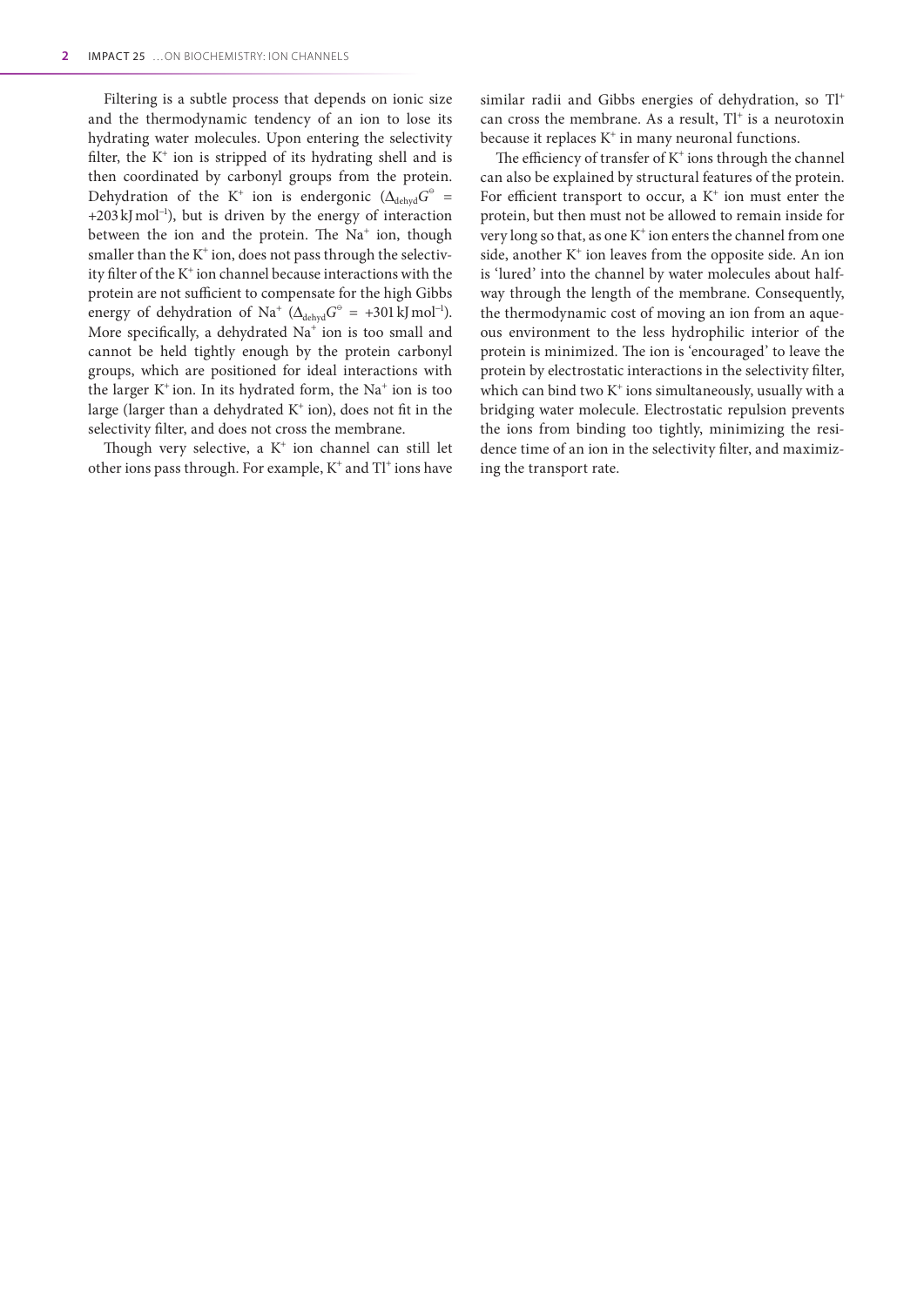Filtering is a subtle process that depends on ionic size and the thermodynamic tendency of an ion to lose its hydrating water molecules. Upon entering the selectivity filter, the $K^+$ ion is stripped of its hydrating shell and is then coordinated by carbonyl groups from the protein. Dehydration of the $K^+$ ion is endergonic ($\Delta_{dehyd}G^{\ominus} = +203\,kJ\,mol^{-1}$), but is driven by the energy of interaction between the ion and the protein. The $Na^+$ ion, though smaller than the $K^+$ ion, does not pass through the selectivity filter of the $K^+$ ion channel because interactions with the protein are not sufficient to compensate for the high Gibbs energy of dehydration of $Na^+$ ($\Delta_{dehyd}G^{\ominus} = +301\,kJ\,mol^{-1}$). More specifically, a dehydrated $Na^+$ ion is too small and cannot be held tightly enough by the protein carbonyl groups, which are positioned for ideal interactions with the larger $K^+$ ion. In its hydrated form, the $Na^+$ ion is too large (larger than a dehydrated $K^+$ ion), does not fit in the selectivity filter, and does not cross the membrane.

Though very selective, a $K^+$ ion channel can still let other ions pass through. For example, $K^+$ and $Tl^+$ ions have similar radii and Gibbs energies of dehydration, so $Tl^+$ can cross the membrane. As a result, $Tl^+$ is a neurotoxin because it replaces $K^+$ in many neuronal functions.

The efficiency of transfer of $K^+$ ions through the channel can also be explained by structural features of the protein. For efficient transport to occur, a $K^+$ ion must enter the protein, but then must not be allowed to remain inside for very long so that, as one $K^+$ ion enters the channel from one side, another $K^+$ ion leaves from the opposite side. An ion is 'lured' into the channel by water molecules about halfway through the length of the membrane. Consequently, the thermodynamic cost of moving an ion from an aqueous environment to the less hydrophilic interior of the protein is minimized. The ion is 'encouraged' to leave the protein by electrostatic interactions in the selectivity filter, which can bind two $K^+$ ions simultaneously, usually with a bridging water molecule. Electrostatic repulsion prevents the ions from binding too tightly, minimizing the residence time of an ion in the selectivity filter, and maximizing the transport rate.